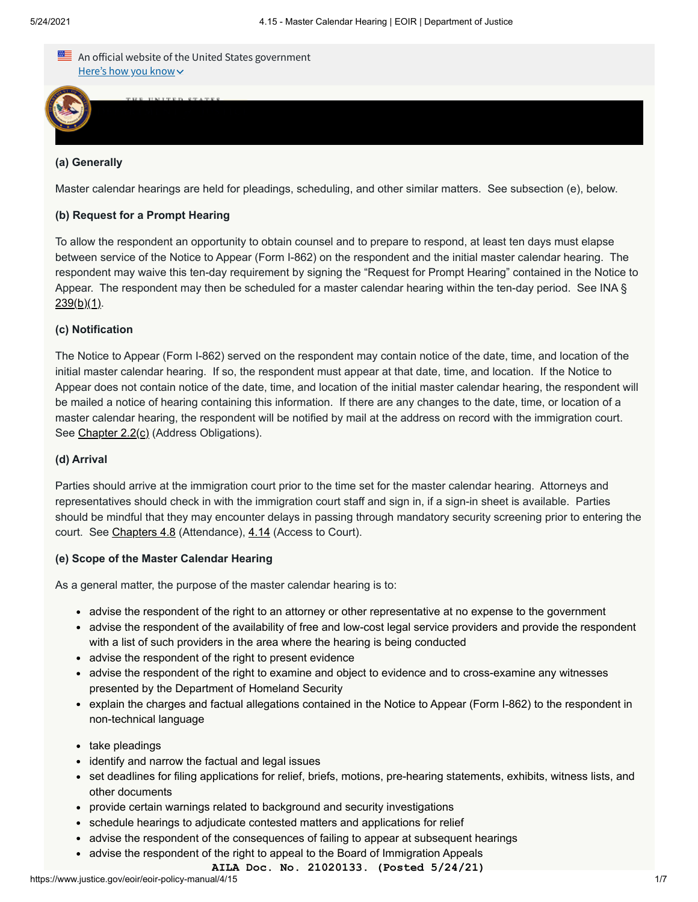An official website of the United States government
Here's how you know

### (a) Generally

Master calendar hearings are held for pleadings, scheduling, and other similar matters. See subsection (e), below.

### (b) Request for a Prompt Hearing

To allow the respondent an opportunity to obtain counsel and to prepare to respond, at least ten days must elapse between service of the Notice to Appear (Form I-862) on the respondent and the initial master calendar hearing. The respondent may waive this ten-day requirement by signing the "Request for Prompt Hearing" contained in the Notice to Appear. The respondent may then be scheduled for a master calendar hearing within the ten-day period. See INA § 239(b)(1).

### (c) Notification

The Notice to Appear (Form I-862) served on the respondent may contain notice of the date, time, and location of the initial master calendar hearing. If so, the respondent must appear at that date, time, and location. If the Notice to Appear does not contain notice of the date, time, and location of the initial master calendar hearing, the respondent will be mailed a notice of hearing containing this information. If there are any changes to the date, time, or location of a master calendar hearing, the respondent will be notified by mail at the address on record with the immigration court. See Chapter 2.2(c) (Address Obligations).

### (d) Arrival

Parties should arrive at the immigration court prior to the time set for the master calendar hearing. Attorneys and representatives should check in with the immigration court staff and sign in, if a sign-in sheet is available. Parties should be mindful that they may encounter delays in passing through mandatory security screening prior to entering the court. See Chapters 4.8 (Attendance), 4.14 (Access to Court).

### (e) Scope of the Master Calendar Hearing

As a general matter, the purpose of the master calendar hearing is to:

- advise the respondent of the right to an attorney or other representative at no expense to the government
- advise the respondent of the availability of free and low-cost legal service providers and provide the respondent with a list of such providers in the area where the hearing is being conducted
- advise the respondent of the right to present evidence
- advise the respondent of the right to examine and object to evidence and to cross-examine any witnesses presented by the Department of Homeland Security
- explain the charges and factual allegations contained in the Notice to Appear (Form I-862) to the respondent in non-technical language
- take pleadings
- identify and narrow the factual and legal issues
- set deadlines for filing applications for relief, briefs, motions, pre-hearing statements, exhibits, witness lists, and other documents
- provide certain warnings related to background and security investigations
- schedule hearings to adjudicate contested matters and applications for relief
- advise the respondent of the consequences of failing to appear at subsequent hearings
- advise the respondent of the right to appeal to the Board of Immigration Appeals

AILA Doc. No. 21020133. (Posted 5/24/21)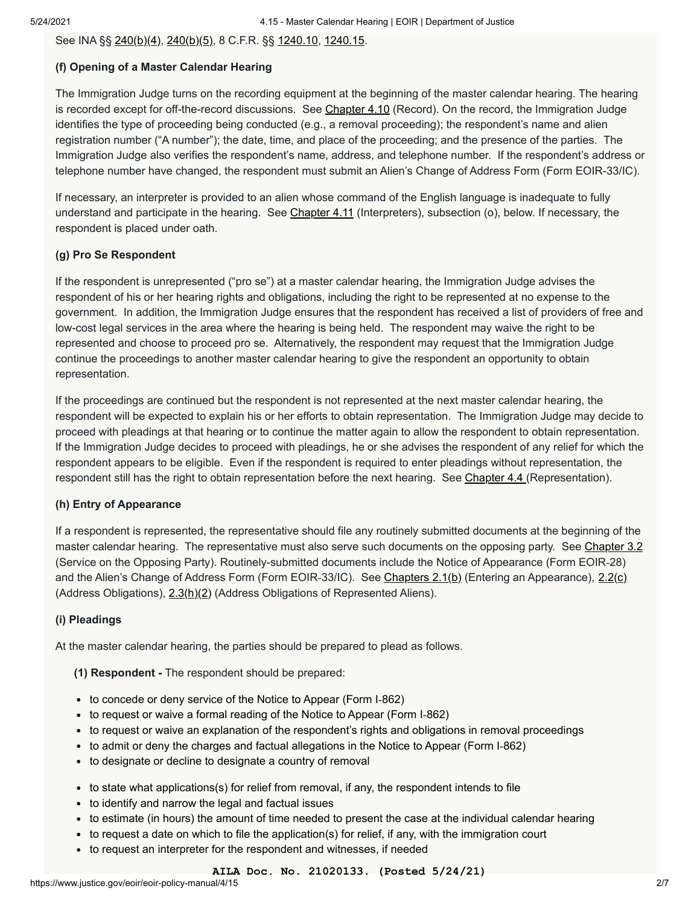See INA §§ 240(b)(4), 240(b)(5), 8 C.F.R. §§ 1240.10, 1240.15.

### (f) Opening of a Master Calendar Hearing

The Immigration Judge turns on the recording equipment at the beginning of the master calendar hearing. The hearing is recorded except for off-the-record discussions. See Chapter 4.10 (Record). On the record, the Immigration Judge identifies the type of proceeding being conducted (e.g., a removal proceeding); the respondent's name and alien registration number ("A number"); the date, time, and place of the proceeding; and the presence of the parties. The Immigration Judge also verifies the respondent's name, address, and telephone number. If the respondent's address or telephone number have changed, the respondent must submit an Alien's Change of Address Form (Form EOIR-33/IC).

If necessary, an interpreter is provided to an alien whose command of the English language is inadequate to fully understand and participate in the hearing. See Chapter 4.11 (Interpreters), subsection (o), below. If necessary, the respondent is placed under oath.

### (g) Pro Se Respondent

If the respondent is unrepresented ("pro se") at a master calendar hearing, the Immigration Judge advises the respondent of his or her hearing rights and obligations, including the right to be represented at no expense to the government. In addition, the Immigration Judge ensures that the respondent has received a list of providers of free and low-cost legal services in the area where the hearing is being held. The respondent may waive the right to be represented and choose to proceed pro se. Alternatively, the respondent may request that the Immigration Judge continue the proceedings to another master calendar hearing to give the respondent an opportunity to obtain representation.

If the proceedings are continued but the respondent is not represented at the next master calendar hearing, the respondent will be expected to explain his or her efforts to obtain representation. The Immigration Judge may decide to proceed with pleadings at that hearing or to continue the matter again to allow the respondent to obtain representation. If the Immigration Judge decides to proceed with pleadings, he or she advises the respondent of any relief for which the respondent appears to be eligible. Even if the respondent is required to enter pleadings without representation, the respondent still has the right to obtain representation before the next hearing. See Chapter 4.4 (Representation).

### (h) Entry of Appearance

If a respondent is represented, the representative should file any routinely submitted documents at the beginning of the master calendar hearing. The representative must also serve such documents on the opposing party. See Chapter 3.2 (Service on the Opposing Party). Routinely-submitted documents include the Notice of Appearance (Form EOIR-28) and the Alien's Change of Address Form (Form EOIR-33/IC). See Chapters 2.1(b) (Entering an Appearance), 2.2(c) (Address Obligations), 2.3(h)(2) (Address Obligations of Represented Aliens).

### (i) Pleadings

At the master calendar hearing, the parties should be prepared to plead as follows.

**(1) Respondent -** The respondent should be prepared:

- to concede or deny service of the Notice to Appear (Form I-862)
- to request or waive a formal reading of the Notice to Appear (Form I-862)
- to request or waive an explanation of the respondent's rights and obligations in removal proceedings
- to admit or deny the charges and factual allegations in the Notice to Appear (Form I-862)
- to designate or decline to designate a country of removal
- to state what applications(s) for relief from removal, if any, the respondent intends to file
- to identify and narrow the legal and factual issues
- to estimate (in hours) the amount of time needed to present the case at the individual calendar hearing
- to request a date on which to file the application(s) for relief, if any, with the immigration court
- to request an interpreter for the respondent and witnesses, if needed

AILA Doc. No. 21020133. (Posted 5/24/21)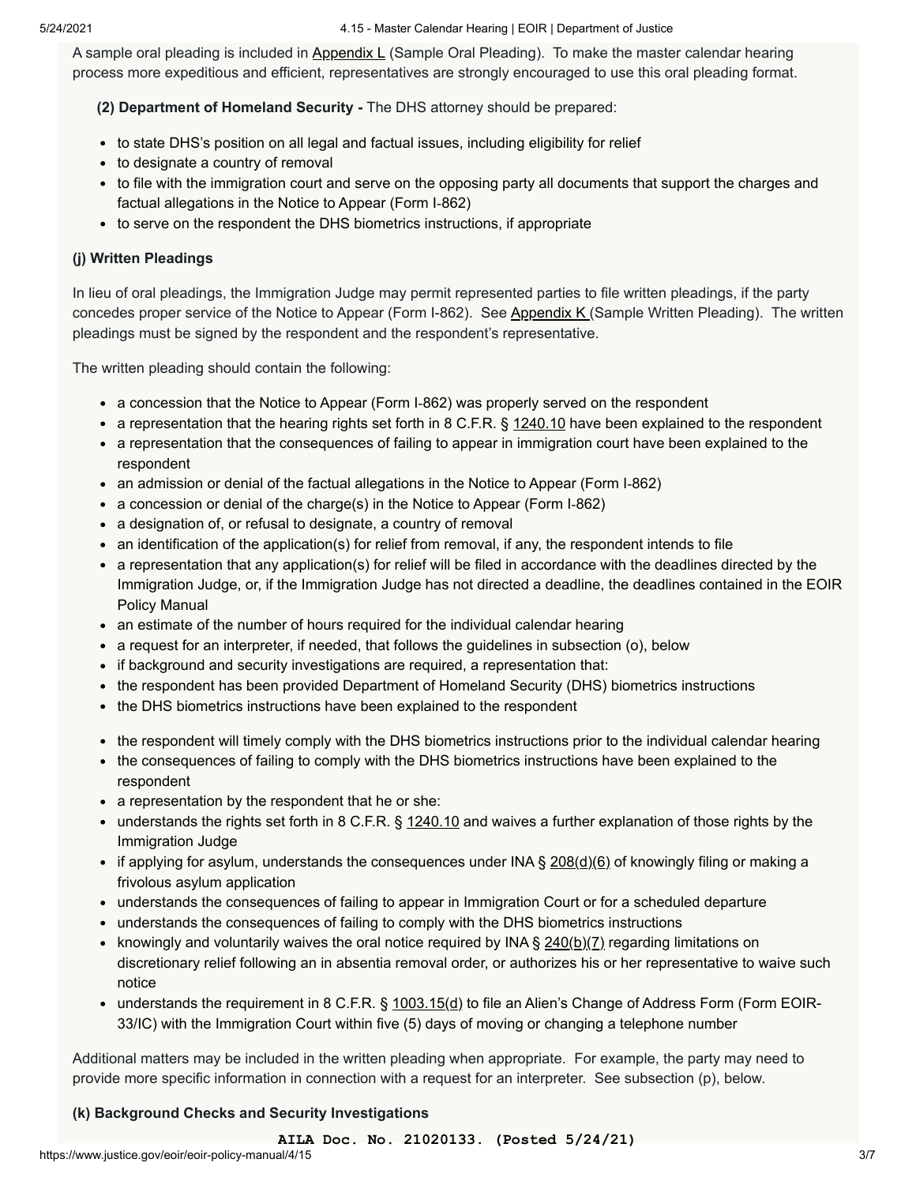A sample oral pleading is included in Appendix L (Sample Oral Pleading). To make the master calendar hearing process more expeditious and efficient, representatives are strongly encouraged to use this oral pleading format.

**(2) Department of Homeland Security -** The DHS attorney should be prepared:

- to state DHS's position on all legal and factual issues, including eligibility for relief
- to designate a country of removal
- to file with the immigration court and serve on the opposing party all documents that support the charges and factual allegations in the Notice to Appear (Form I-862)
- to serve on the respondent the DHS biometrics instructions, if appropriate

### (j) Written Pleadings

In lieu of oral pleadings, the Immigration Judge may permit represented parties to file written pleadings, if the party concedes proper service of the Notice to Appear (Form I-862). See Appendix K (Sample Written Pleading). The written pleadings must be signed by the respondent and the respondent's representative.

The written pleading should contain the following:

- a concession that the Notice to Appear (Form I-862) was properly served on the respondent
- a representation that the hearing rights set forth in 8 C.F.R. § 1240.10 have been explained to the respondent
- a representation that the consequences of failing to appear in immigration court have been explained to the respondent
- an admission or denial of the factual allegations in the Notice to Appear (Form I-862)
- a concession or denial of the charge(s) in the Notice to Appear (Form I-862)
- a designation of, or refusal to designate, a country of removal
- an identification of the application(s) for relief from removal, if any, the respondent intends to file
- a representation that any application(s) for relief will be filed in accordance with the deadlines directed by the Immigration Judge, or, if the Immigration Judge has not directed a deadline, the deadlines contained in the EOIR Policy Manual
- an estimate of the number of hours required for the individual calendar hearing
- a request for an interpreter, if needed, that follows the guidelines in subsection (o), below
- if background and security investigations are required, a representation that:
- the respondent has been provided Department of Homeland Security (DHS) biometrics instructions
- the DHS biometrics instructions have been explained to the respondent
- the respondent will timely comply with the DHS biometrics instructions prior to the individual calendar hearing
- the consequences of failing to comply with the DHS biometrics instructions have been explained to the respondent
- a representation by the respondent that he or she:
- understands the rights set forth in 8 C.F.R. § 1240.10 and waives a further explanation of those rights by the Immigration Judge
- if applying for asylum, understands the consequences under INA § 208(d)(6) of knowingly filing or making a frivolous asylum application
- understands the consequences of failing to appear in Immigration Court or for a scheduled departure
- understands the consequences of failing to comply with the DHS biometrics instructions
- knowingly and voluntarily waives the oral notice required by INA § 240(b)(7) regarding limitations on discretionary relief following an in absentia removal order, or authorizes his or her representative to waive such notice
- understands the requirement in 8 C.F.R. § 1003.15(d) to file an Alien's Change of Address Form (Form EOIR-33/IC) with the Immigration Court within five (5) days of moving or changing a telephone number

Additional matters may be included in the written pleading when appropriate. For example, the party may need to provide more specific information in connection with a request for an interpreter. See subsection (p), below.

### (k) Background Checks and Security Investigations

**AILA Doc. No. 21020133. (Posted 5/24/21)**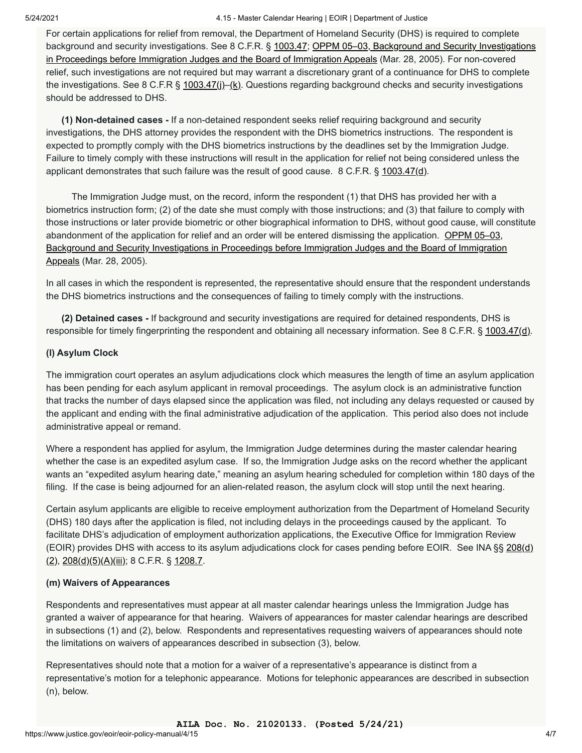For certain applications for relief from removal, the Department of Homeland Security (DHS) is required to complete background and security investigations. See 8 C.F.R. § 1003.47; OPPM 05–03, Background and Security Investigations in Proceedings before Immigration Judges and the Board of Immigration Appeals (Mar. 28, 2005). For non-covered relief, such investigations are not required but may warrant a discretionary grant of a continuance for DHS to complete the investigations. See 8 C.F.R § 1003.47(j)–(k). Questions regarding background checks and security investigations should be addressed to DHS.

**(1) Non-detained cases -** If a non-detained respondent seeks relief requiring background and security investigations, the DHS attorney provides the respondent with the DHS biometrics instructions. The respondent is expected to promptly comply with the DHS biometrics instructions by the deadlines set by the Immigration Judge. Failure to timely comply with these instructions will result in the application for relief not being considered unless the applicant demonstrates that such failure was the result of good cause. 8 C.F.R. § 1003.47(d).

The Immigration Judge must, on the record, inform the respondent (1) that DHS has provided her with a biometrics instruction form; (2) of the date she must comply with those instructions; and (3) that failure to comply with those instructions or later provide biometric or other biographical information to DHS, without good cause, will constitute abandonment of the application for relief and an order will be entered dismissing the application. OPPM 05–03, Background and Security Investigations in Proceedings before Immigration Judges and the Board of Immigration Appeals (Mar. 28, 2005).

In all cases in which the respondent is represented, the representative should ensure that the respondent understands the DHS biometrics instructions and the consequences of failing to timely comply with the instructions.

**(2) Detained cases -** If background and security investigations are required for detained respondents, DHS is responsible for timely fingerprinting the respondent and obtaining all necessary information. See 8 C.F.R. § 1003.47(d).

### (l) Asylum Clock

The immigration court operates an asylum adjudications clock which measures the length of time an asylum application has been pending for each asylum applicant in removal proceedings. The asylum clock is an administrative function that tracks the number of days elapsed since the application was filed, not including any delays requested or caused by the applicant and ending with the final administrative adjudication of the application. This period also does not include administrative appeal or remand.

Where a respondent has applied for asylum, the Immigration Judge determines during the master calendar hearing whether the case is an expedited asylum case. If so, the Immigration Judge asks on the record whether the applicant wants an "expedited asylum hearing date," meaning an asylum hearing scheduled for completion within 180 days of the filing. If the case is being adjourned for an alien-related reason, the asylum clock will stop until the next hearing.

Certain asylum applicants are eligible to receive employment authorization from the Department of Homeland Security (DHS) 180 days after the application is filed, not including delays in the proceedings caused by the applicant. To facilitate DHS's adjudication of employment authorization applications, the Executive Office for Immigration Review (EOIR) provides DHS with access to its asylum adjudications clock for cases pending before EOIR. See INA §§ 208(d)(2), 208(d)(5)(A)(iii); 8 C.F.R. § 1208.7.

### (m) Waivers of Appearances

Respondents and representatives must appear at all master calendar hearings unless the Immigration Judge has granted a waiver of appearance for that hearing. Waivers of appearances for master calendar hearings are described in subsections (1) and (2), below. Respondents and representatives requesting waivers of appearances should note the limitations on waivers of appearances described in subsection (3), below.

Representatives should note that a motion for a waiver of a representative's appearance is distinct from a representative's motion for a telephonic appearance. Motions for telephonic appearances are described in subsection (n), below.

**AILA Doc. No. 21020133. (Posted 5/24/21)**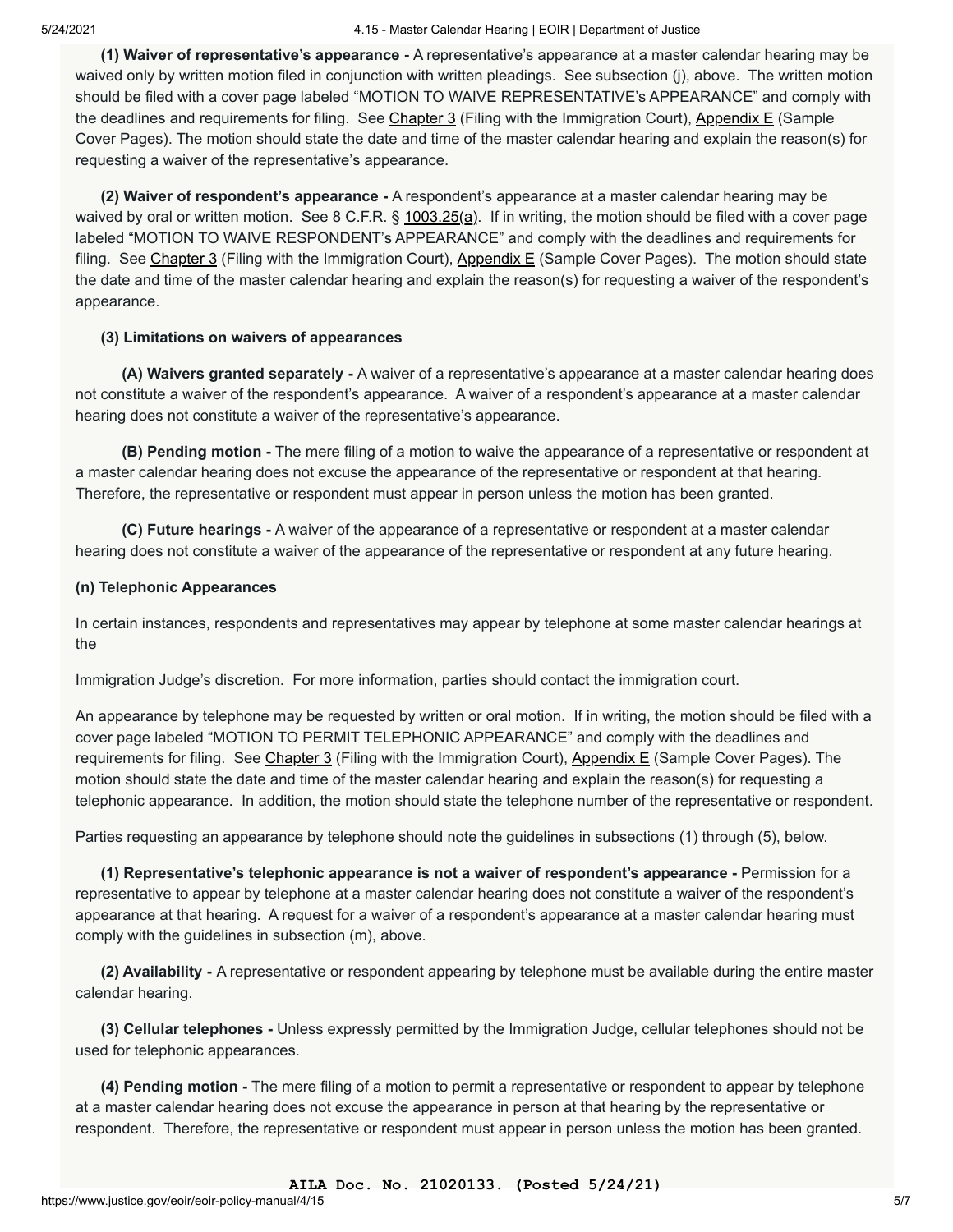**(1) Waiver of representative's appearance -** A representative's appearance at a master calendar hearing may be waived only by written motion filed in conjunction with written pleadings. See subsection (j), above. The written motion should be filed with a cover page labeled "MOTION TO WAIVE REPRESENTATIVE's APPEARANCE" and comply with the deadlines and requirements for filing. See Chapter 3 (Filing with the Immigration Court), Appendix E (Sample Cover Pages). The motion should state the date and time of the master calendar hearing and explain the reason(s) for requesting a waiver of the representative's appearance.

**(2) Waiver of respondent's appearance -** A respondent's appearance at a master calendar hearing may be waived by oral or written motion. See 8 C.F.R. § 1003.25(a). If in writing, the motion should be filed with a cover page labeled "MOTION TO WAIVE RESPONDENT's APPEARANCE" and comply with the deadlines and requirements for filing. See Chapter 3 (Filing with the Immigration Court), Appendix E (Sample Cover Pages). The motion should state the date and time of the master calendar hearing and explain the reason(s) for requesting a waiver of the respondent's appearance.

**(3) Limitations on waivers of appearances**

**(A) Waivers granted separately -** A waiver of a representative's appearance at a master calendar hearing does not constitute a waiver of the respondent's appearance. A waiver of a respondent's appearance at a master calendar hearing does not constitute a waiver of the representative's appearance.

**(B) Pending motion -** The mere filing of a motion to waive the appearance of a representative or respondent at a master calendar hearing does not excuse the appearance of the representative or respondent at that hearing. Therefore, the representative or respondent must appear in person unless the motion has been granted.

**(C) Future hearings -** A waiver of the appearance of a representative or respondent at a master calendar hearing does not constitute a waiver of the appearance of the representative or respondent at any future hearing.

**(n) Telephonic Appearances**

In certain instances, respondents and representatives may appear by telephone at some master calendar hearings at the

Immigration Judge's discretion. For more information, parties should contact the immigration court.

An appearance by telephone may be requested by written or oral motion. If in writing, the motion should be filed with a cover page labeled "MOTION TO PERMIT TELEPHONIC APPEARANCE" and comply with the deadlines and requirements for filing. See Chapter 3 (Filing with the Immigration Court), Appendix E (Sample Cover Pages). The motion should state the date and time of the master calendar hearing and explain the reason(s) for requesting a telephonic appearance. In addition, the motion should state the telephone number of the representative or respondent.

Parties requesting an appearance by telephone should note the guidelines in subsections (1) through (5), below.

**(1) Representative's telephonic appearance is not a waiver of respondent's appearance -** Permission for a representative to appear by telephone at a master calendar hearing does not constitute a waiver of the respondent's appearance at that hearing. A request for a waiver of a respondent's appearance at a master calendar hearing must comply with the guidelines in subsection (m), above.

**(2) Availability -** A representative or respondent appearing by telephone must be available during the entire master calendar hearing.

**(3) Cellular telephones -** Unless expressly permitted by the Immigration Judge, cellular telephones should not be used for telephonic appearances.

**(4) Pending motion -** The mere filing of a motion to permit a representative or respondent to appear by telephone at a master calendar hearing does not excuse the appearance in person at that hearing by the representative or respondent. Therefore, the representative or respondent must appear in person unless the motion has been granted.

**AILA Doc. No. 21020133. (Posted 5/24/21)**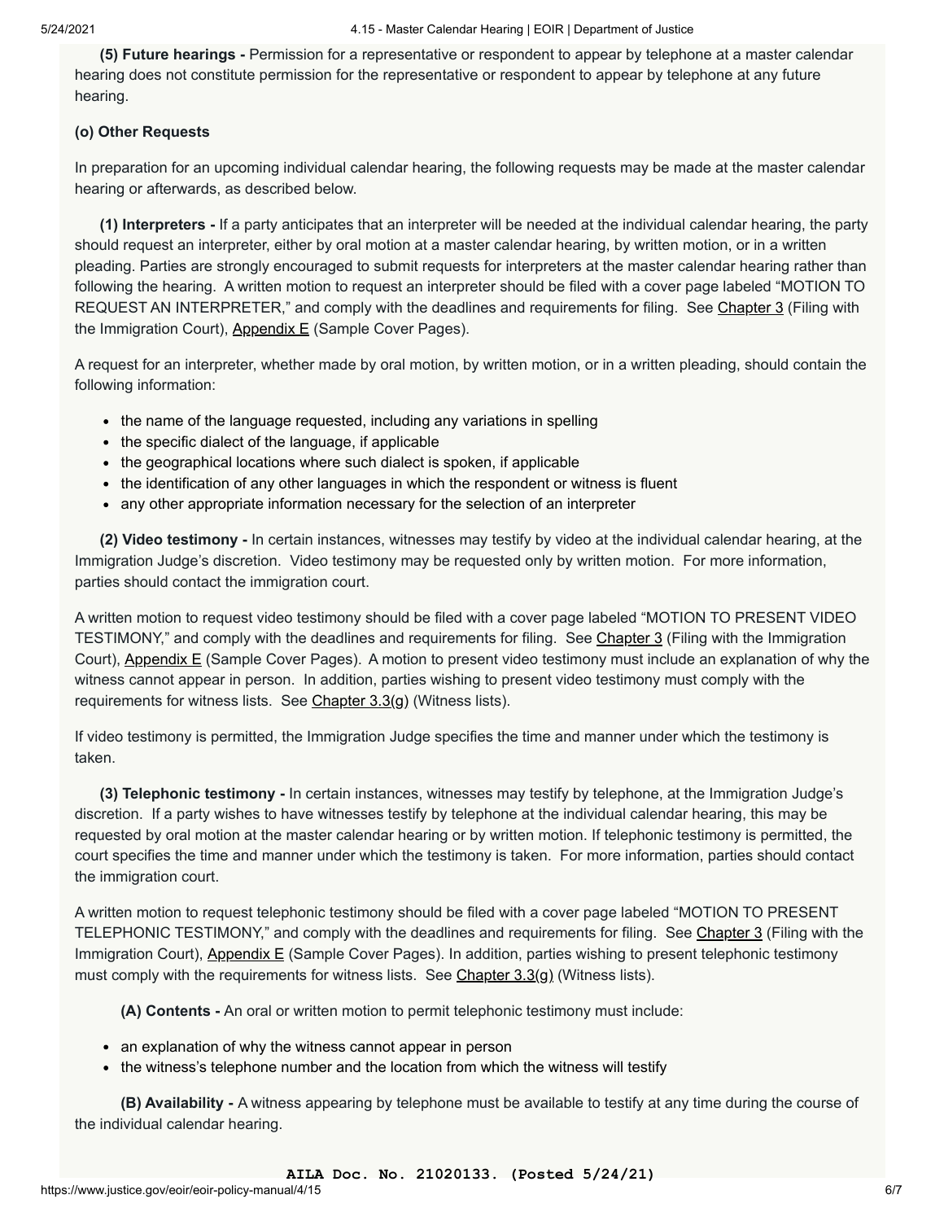**(5) Future hearings -** Permission for a representative or respondent to appear by telephone at a master calendar hearing does not constitute permission for the representative or respondent to appear by telephone at any future hearing.

**(o) Other Requests**

In preparation for an upcoming individual calendar hearing, the following requests may be made at the master calendar hearing or afterwards, as described below.

**(1) Interpreters -** If a party anticipates that an interpreter will be needed at the individual calendar hearing, the party should request an interpreter, either by oral motion at a master calendar hearing, by written motion, or in a written pleading. Parties are strongly encouraged to submit requests for interpreters at the master calendar hearing rather than following the hearing. A written motion to request an interpreter should be filed with a cover page labeled "MOTION TO REQUEST AN INTERPRETER," and comply with the deadlines and requirements for filing. See Chapter 3 (Filing with the Immigration Court), Appendix E (Sample Cover Pages).

A request for an interpreter, whether made by oral motion, by written motion, or in a written pleading, should contain the following information:

- the name of the language requested, including any variations in spelling
- the specific dialect of the language, if applicable
- the geographical locations where such dialect is spoken, if applicable
- the identification of any other languages in which the respondent or witness is fluent
- any other appropriate information necessary for the selection of an interpreter

**(2) Video testimony -** In certain instances, witnesses may testify by video at the individual calendar hearing, at the Immigration Judge's discretion. Video testimony may be requested only by written motion. For more information, parties should contact the immigration court.

A written motion to request video testimony should be filed with a cover page labeled "MOTION TO PRESENT VIDEO TESTIMONY," and comply with the deadlines and requirements for filing. See Chapter 3 (Filing with the Immigration Court), Appendix E (Sample Cover Pages). A motion to present video testimony must include an explanation of why the witness cannot appear in person. In addition, parties wishing to present video testimony must comply with the requirements for witness lists. See Chapter 3.3(g) (Witness lists).

If video testimony is permitted, the Immigration Judge specifies the time and manner under which the testimony is taken.

**(3) Telephonic testimony -** In certain instances, witnesses may testify by telephone, at the Immigration Judge's discretion. If a party wishes to have witnesses testify by telephone at the individual calendar hearing, this may be requested by oral motion at the master calendar hearing or by written motion. If telephonic testimony is permitted, the court specifies the time and manner under which the testimony is taken. For more information, parties should contact the immigration court.

A written motion to request telephonic testimony should be filed with a cover page labeled "MOTION TO PRESENT TELEPHONIC TESTIMONY," and comply with the deadlines and requirements for filing. See Chapter 3 (Filing with the Immigration Court), Appendix E (Sample Cover Pages). In addition, parties wishing to present telephonic testimony must comply with the requirements for witness lists. See Chapter 3.3(g) (Witness lists).

**(A) Contents -** An oral or written motion to permit telephonic testimony must include:

- an explanation of why the witness cannot appear in person
- the witness's telephone number and the location from which the witness will testify

**(B) Availability -** A witness appearing by telephone must be available to testify at any time during the course of the individual calendar hearing.

**AILA Doc. No. 21020133. (Posted 5/24/21)**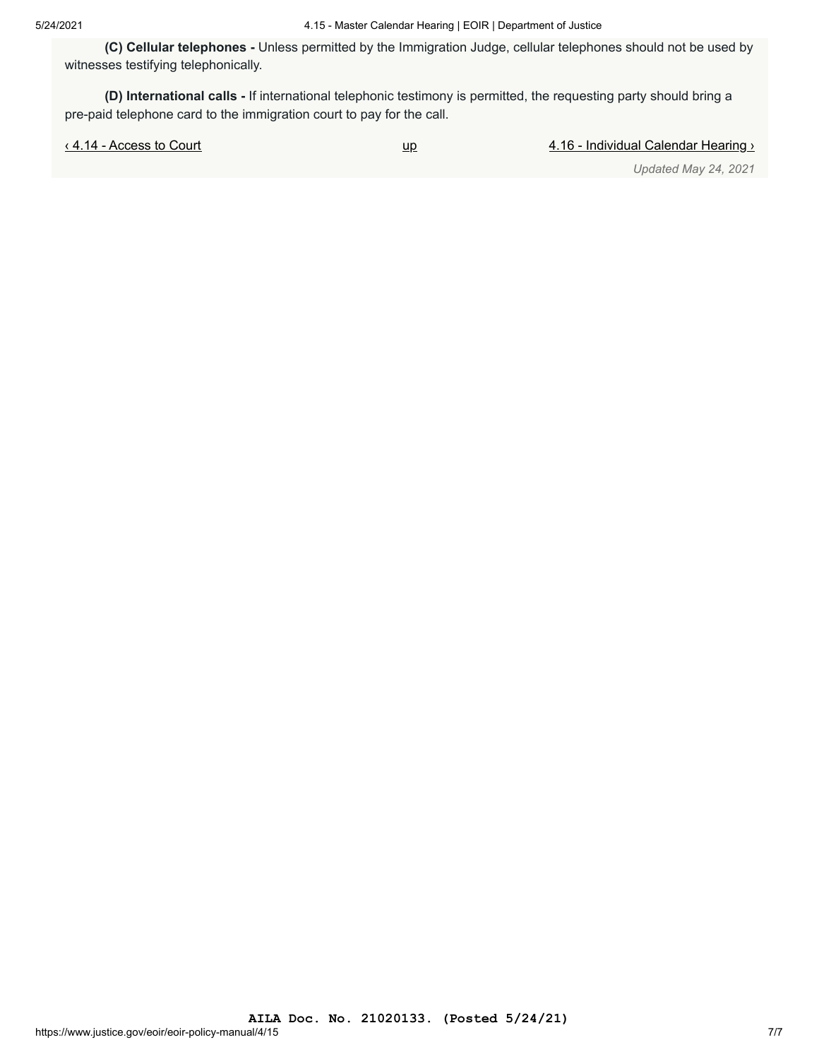**(C) Cellular telephones -** Unless permitted by the Immigration Judge, cellular telephones should not be used by witnesses testifying telephonically.

**(D) International calls -** If international telephonic testimony is permitted, the requesting party should bring a pre-paid telephone card to the immigration court to pay for the call.

‹ 4.14 - Access to Court | up | 4.16 - Individual Calendar Hearing ›

*Updated May 24, 2021*

**AILA Doc. No. 21020133. (Posted 5/24/21)**